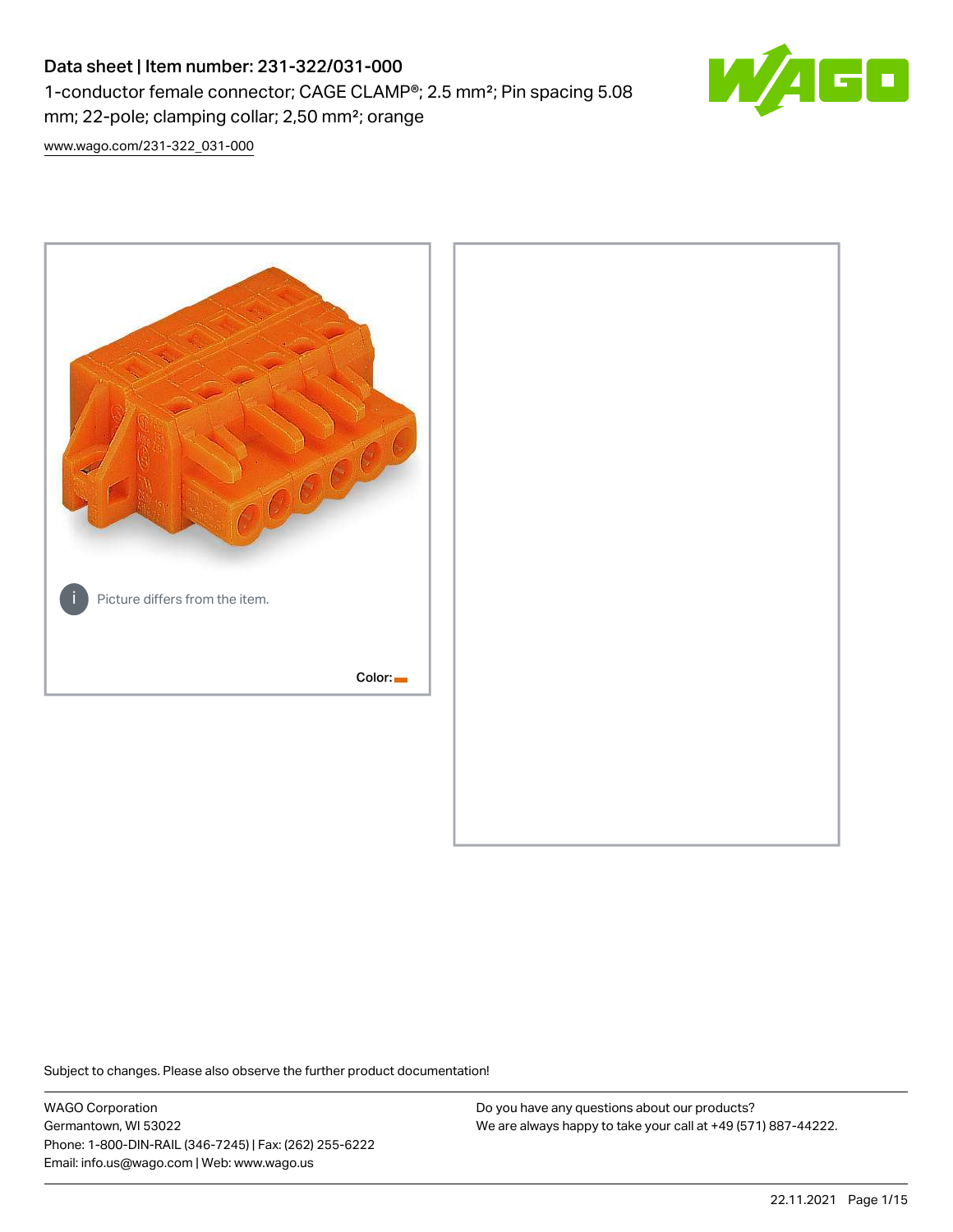# Data sheet | Item number: 231-322/031-000

1-conductor female connector; CAGE CLAMP®; 2.5 mm²; Pin spacing 5.08 mm; 22-pole; clamping collar; 2,50 mm²; orange

www.wago.com/231-322_031-000

Picture differs from the item.

Color:

Subject to changes. Please also observe the further product documentation!

WAGO Corporation
Germantown, WI 53022
Phone: 1-800-DIN-RAIL (346-7245) | Fax: (262) 255-6222
Email: info.us@wago.com | Web: www.wago.us

Do you have any questions about our products?
We are always happy to take your call at +49 (571) 887-44222.

22.11.2021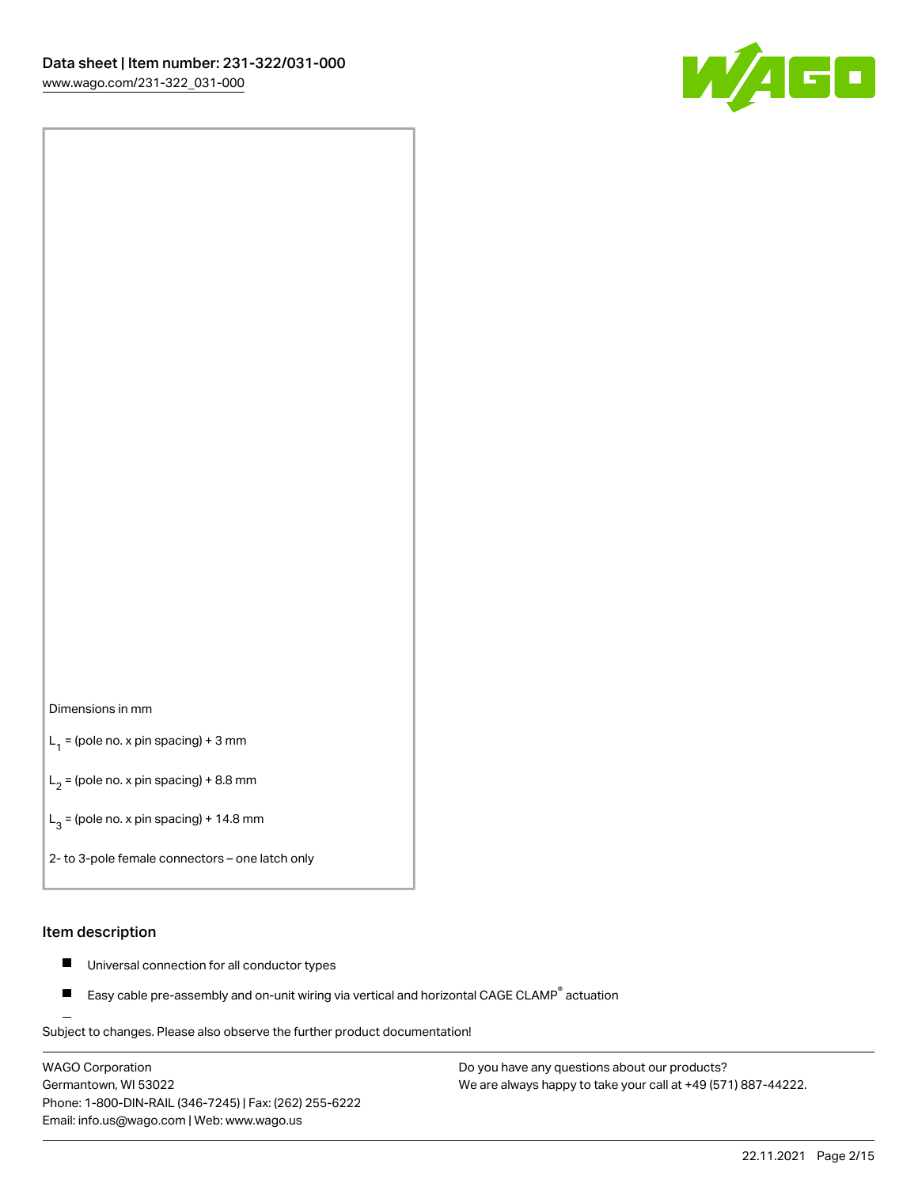Dimensions in mm

$L_1$ = (pole no. x pin spacing) + 3 mm

$L_2$ = (pole no. x pin spacing) + 8.8 mm

$L_3$ = (pole no. x pin spacing) + 14.8 mm

2- to 3-pole female connectors – one latch only

## Item description

- Universal connection for all conductor types
- Easy cable pre-assembly and on-unit wiring via vertical and horizontal CAGE CLAMP® actuation

Subject to changes. Please also observe the further product documentation!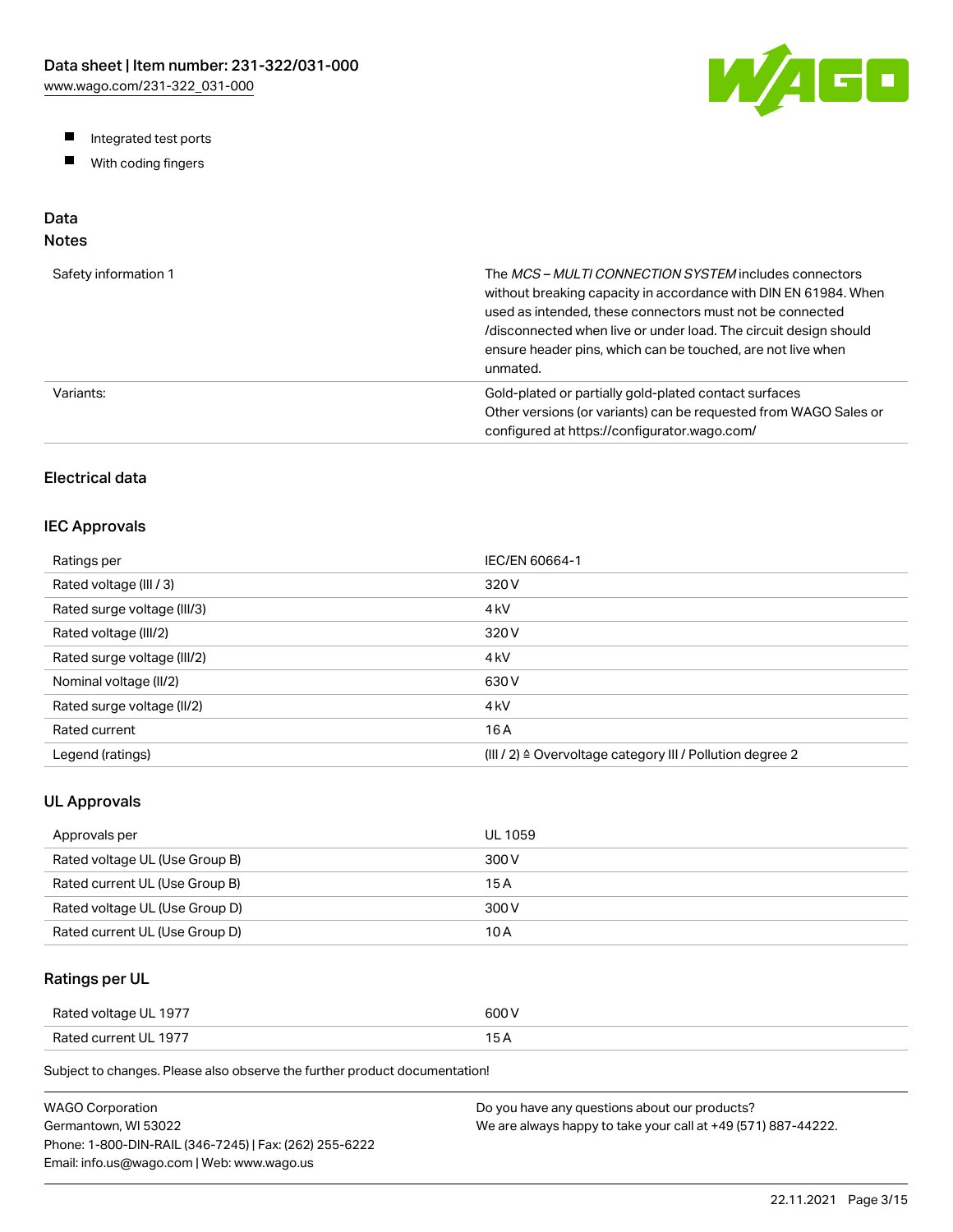- Integrated test ports
- With coding fingers

## Data

### Notes

| | |
|---|---|
| Safety information 1 | The *MCS – MULTI CONNECTION SYSTEM* includes connectors without breaking capacity in accordance with DIN EN 61984. When used as intended, these connectors must not be connected /disconnected when live or under load. The circuit design should ensure header pins, which can be touched, are not live when unmated. |
| Variants: | Gold-plated or partially gold-plated contact surfaces<br>Other versions (or variants) can be requested from WAGO Sales or configured at https://configurator.wago.com/ |

### Electrical data

#### IEC Approvals

| | |
|---|---|
| Ratings per | IEC/EN 60664-1 |
| Rated voltage (III / 3) | 320 V |
| Rated surge voltage (III/3) | 4 kV |
| Rated voltage (III/2) | 320 V |
| Rated surge voltage (III/2) | 4 kV |
| Nominal voltage (II/2) | 630 V |
| Rated surge voltage (II/2) | 4 kV |
| Rated current | 16 A |
| Legend (ratings) | (III / 2) ≙ Overvoltage category III / Pollution degree 2 |

#### UL Approvals

| | |
|---|---|
| Approvals per | UL 1059 |
| Rated voltage UL (Use Group B) | 300 V |
| Rated current UL (Use Group B) | 15 A |
| Rated voltage UL (Use Group D) | 300 V |
| Rated current UL (Use Group D) | 10 A |

#### Ratings per UL

| | |
|---|---|
| Rated voltage UL 1977 | 600 V |
| Rated current UL 1977 | 15 A |

Subject to changes. Please also observe the further product documentation!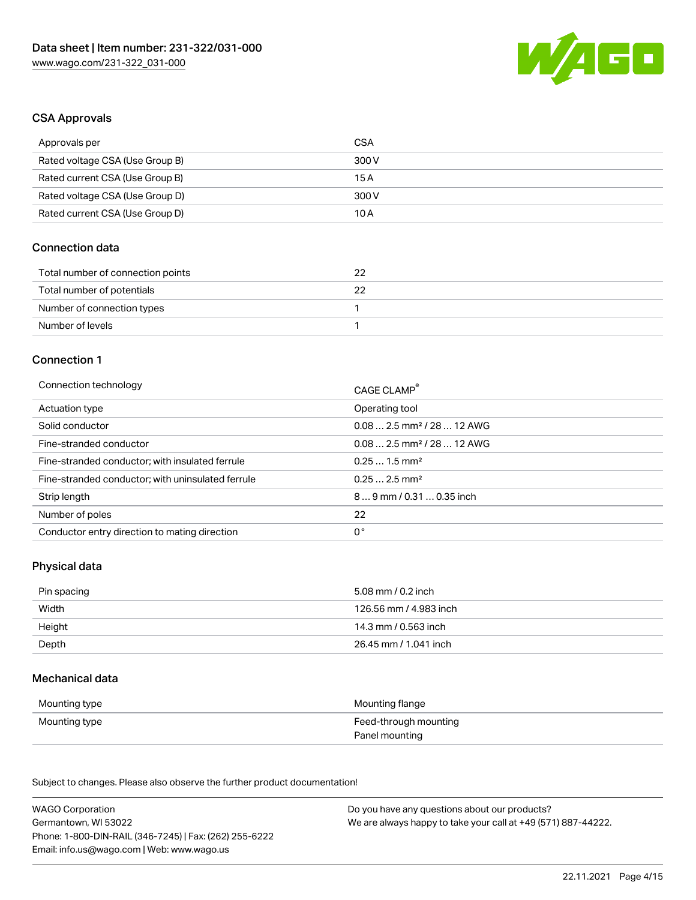## CSA Approvals

| Approvals per | CSA |
| --- | --- |
| Rated voltage CSA (Use Group B) | 300 V |
| Rated current CSA (Use Group B) | 15 A |
| Rated voltage CSA (Use Group D) | 300 V |
| Rated current CSA (Use Group D) | 10 A |

## Connection data

| Total number of connection points | 22 |
| --- | --- |
| Total number of potentials | 22 |
| Number of connection types | 1 |
| Number of levels | 1 |

## Connection 1

| Connection technology | CAGE CLAMP® |
| --- | --- |
| Actuation type | Operating tool |
| Solid conductor | 0.08 … 2.5 mm² / 28 … 12 AWG |
| Fine-stranded conductor | 0.08 … 2.5 mm² / 28 … 12 AWG |
| Fine-stranded conductor; with insulated ferrule | 0.25 … 1.5 mm² |
| Fine-stranded conductor; with uninsulated ferrule | 0.25 … 2.5 mm² |
| Strip length | 8 … 9 mm / 0.31 … 0.35 inch |
| Number of poles | 22 |
| Conductor entry direction to mating direction | 0 ° |

## Physical data

| Pin spacing | 5.08 mm / 0.2 inch |
| --- | --- |
| Width | 126.56 mm / 4.983 inch |
| Height | 14.3 mm / 0.563 inch |
| Depth | 26.45 mm / 1.041 inch |

## Mechanical data

| Mounting type | Mounting flange |
| --- | --- |
| Mounting type | Feed-through mounting<br>Panel mounting |

Subject to changes. Please also observe the further product documentation!

WAGO Corporation
Germantown, WI 53022
Phone: 1-800-DIN-RAIL (346-7245) | Fax: (262) 255-6222
Email: info.us@wago.com | Web: www.wago.us

Do you have any questions about our products?
We are always happy to take your call at +49 (571) 887-44222.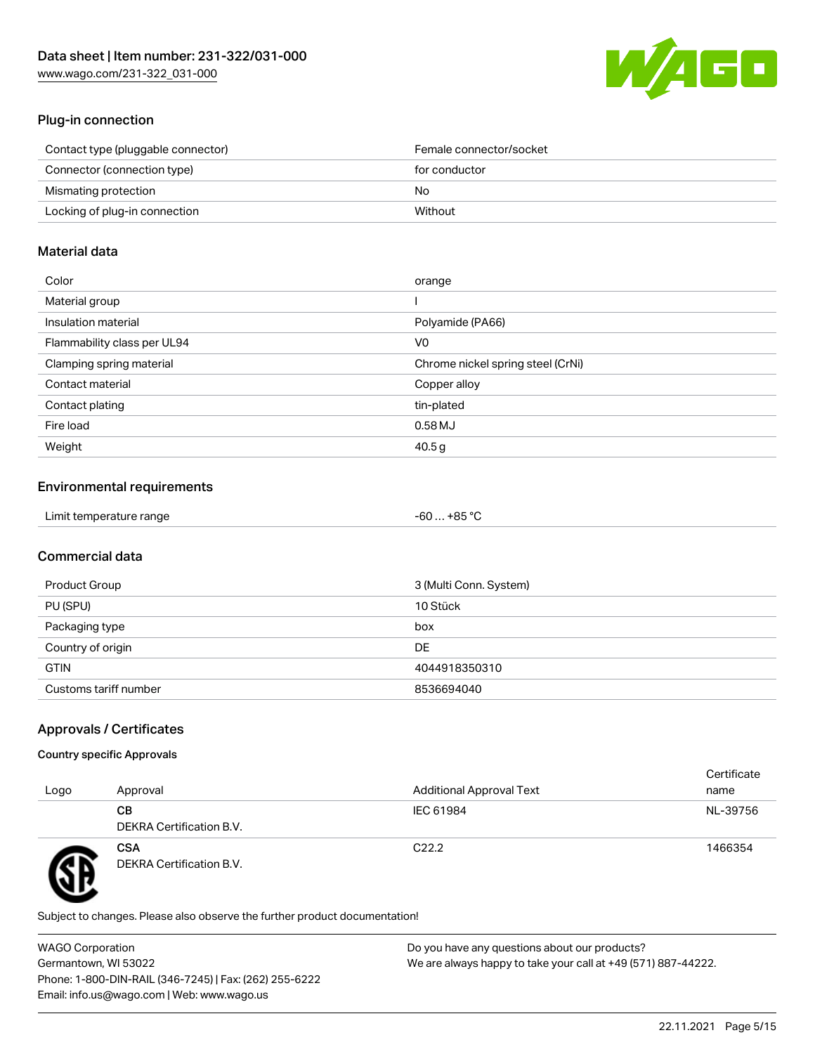## Plug-in connection

| | |
|---|---|
| Contact type (pluggable connector) | Female connector/socket |
| Connector (connection type) | for conductor |
| Mismating protection | No |
| Locking of plug-in connection | Without |

## Material data

| | |
|---|---|
| Color | orange |
| Material group | I |
| Insulation material | Polyamide (PA66) |
| Flammability class per UL94 | V0 |
| Clamping spring material | Chrome nickel spring steel (CrNi) |
| Contact material | Copper alloy |
| Contact plating | tin-plated |
| Fire load | 0.58 MJ |
| Weight | 40.5 g |

## Environmental requirements

| | |
|---|---|
| Limit temperature range | -60 … +85 °C |

## Commercial data

| | |
|---|---|
| Product Group | 3 (Multi Conn. System) |
| PU (SPU) | 10 Stück |
| Packaging type | box |
| Country of origin | DE |
| GTIN | 4044918350310 |
| Customs tariff number | 8536694040 |

## Approvals / Certificates

### Country specific Approvals

| Logo | Approval | Additional Approval Text | Certificate name |
|---|---|---|---|
| | **CB**<br>DEKRA Certification B.V. | IEC 61984 | NL-39756 |
| | **CSA**<br>DEKRA Certification B.V. | C22.2 | 1466354 |

Subject to changes. Please also observe the further product documentation!

WAGO Corporation
Germantown, WI 53022
Phone: 1-800-DIN-RAIL (346-7245) | Fax: (262) 255-6222
Email: info.us@wago.com | Web: www.wago.us

Do you have any questions about our products?
We are always happy to take your call at +49 (571) 887-44222.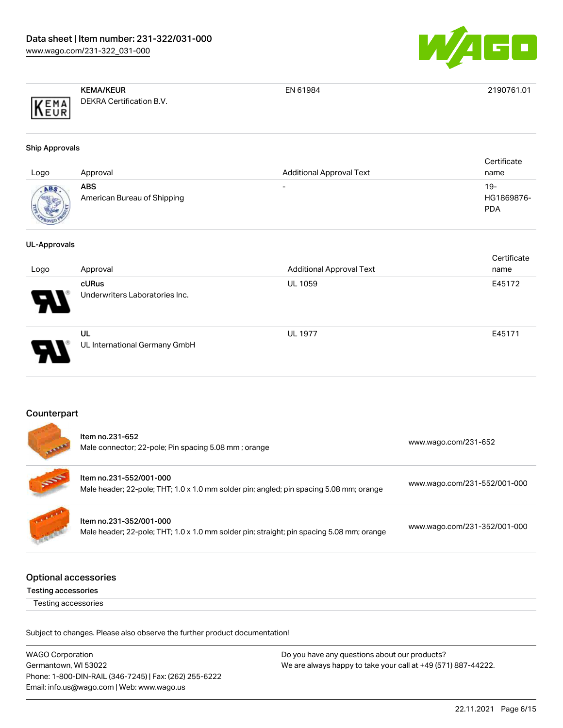| Logo | Approval | Additional Approval Text | Certificate name |
|---|---|---|---|
| | **KEMA/KEUR**<br>DEKRA Certification B.V. | EN 61984 | 2190761.01 |

### Ship Approvals

| Logo | Approval | Additional Approval Text | Certificate name |
|---|---|---|---|
| | **ABS**<br>American Bureau of Shipping | - | 19-HG1869876-PDA |

### UL-Approvals

| Logo | Approval | Additional Approval Text | Certificate name |
|---|---|---|---|
| | **cURus**<br>Underwriters Laboratories Inc. | UL 1059 | E45172 |
| | **UL**<br>UL International Germany GmbH | UL 1977 | E45171 |

## Counterpart

| Item | Link |
|---|---|
| **Item no.231-652**<br>Male connector; 22-pole; Pin spacing 5.08 mm ; orange | www.wago.com/231-652 |
| **Item no.231-552/001-000**<br>Male header; 22-pole; THT; 1.0 x 1.0 mm solder pin; angled; pin spacing 5.08 mm; orange | www.wago.com/231-552/001-000 |
| **Item no.231-352/001-000**<br>Male header; 22-pole; THT; 1.0 x 1.0 mm solder pin; straight; pin spacing 5.08 mm; orange | www.wago.com/231-352/001-000 |

## Optional accessories

### Testing accessories

Testing accessories

Subject to changes. Please also observe the further product documentation!

WAGO Corporation
Germantown, WI 53022
Phone: 1-800-DIN-RAIL (346-7245) | Fax: (262) 255-6222
Email: info.us@wago.com | Web: www.wago.us

Do you have any questions about our products?
We are always happy to take your call at +49 (571) 887-44222.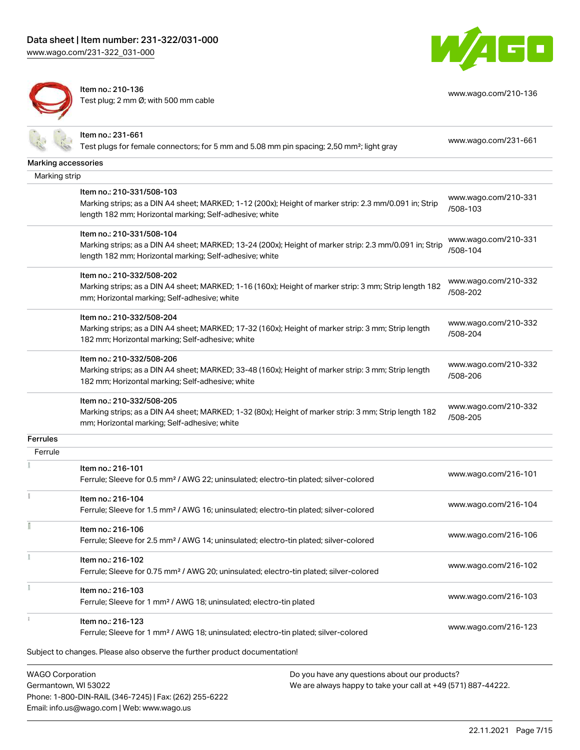| | | |
|---|---|---|
| Item no.: 210-136<br>Test plug; 2 mm Ø; with 500 mm cable | | www.wago.com/210-136 |
| Item no.: 231-661<br>Test plugs for female connectors; for 5 mm and 5.08 mm pin spacing; 2,50 mm²; light gray | | www.wago.com/231-661 |

## Marking accessories

### Marking strip

| Item | Link |
|---|---|
| Item no.: 210-331/508-103<br>Marking strips; as a DIN A4 sheet; MARKED; 1-12 (200x); Height of marker strip: 2.3 mm/0.091 in; Strip length 182 mm; Horizontal marking; Self-adhesive; white | www.wago.com/210-331/508-103 |
| Item no.: 210-331/508-104<br>Marking strips; as a DIN A4 sheet; MARKED; 13-24 (200x); Height of marker strip: 2.3 mm/0.091 in; Strip length 182 mm; Horizontal marking; Self-adhesive; white | www.wago.com/210-331/508-104 |
| Item no.: 210-332/508-202<br>Marking strips; as a DIN A4 sheet; MARKED; 1-16 (160x); Height of marker strip: 3 mm; Strip length 182 mm; Horizontal marking; Self-adhesive; white | www.wago.com/210-332/508-202 |
| Item no.: 210-332/508-204<br>Marking strips; as a DIN A4 sheet; MARKED; 17-32 (160x); Height of marker strip: 3 mm; Strip length 182 mm; Horizontal marking; Self-adhesive; white | www.wago.com/210-332/508-204 |
| Item no.: 210-332/508-206<br>Marking strips; as a DIN A4 sheet; MARKED; 33-48 (160x); Height of marker strip: 3 mm; Strip length 182 mm; Horizontal marking; Self-adhesive; white | www.wago.com/210-332/508-206 |
| Item no.: 210-332/508-205<br>Marking strips; as a DIN A4 sheet; MARKED; 1-32 (80x); Height of marker strip: 3 mm; Strip length 182 mm; Horizontal marking; Self-adhesive; white | www.wago.com/210-332/508-205 |

## Ferrules

### Ferrule

| Item | Link |
|---|---|
| Item no.: 216-101<br>Ferrule; Sleeve for 0.5 mm² / AWG 22; uninsulated; electro-tin plated; silver-colored | www.wago.com/216-101 |
| Item no.: 216-104<br>Ferrule; Sleeve for 1.5 mm² / AWG 16; uninsulated; electro-tin plated; silver-colored | www.wago.com/216-104 |
| Item no.: 216-106<br>Ferrule; Sleeve for 2.5 mm² / AWG 14; uninsulated; electro-tin plated; silver-colored | www.wago.com/216-106 |
| Item no.: 216-102<br>Ferrule; Sleeve for 0.75 mm² / AWG 20; uninsulated; electro-tin plated; silver-colored | www.wago.com/216-102 |
| Item no.: 216-103<br>Ferrule; Sleeve for 1 mm² / AWG 18; uninsulated; electro-tin plated | www.wago.com/216-103 |
| Item no.: 216-123<br>Ferrule; Sleeve for 1 mm² / AWG 18; uninsulated; electro-tin plated; silver-colored | www.wago.com/216-123 |

Subject to changes. Please also observe the further product documentation!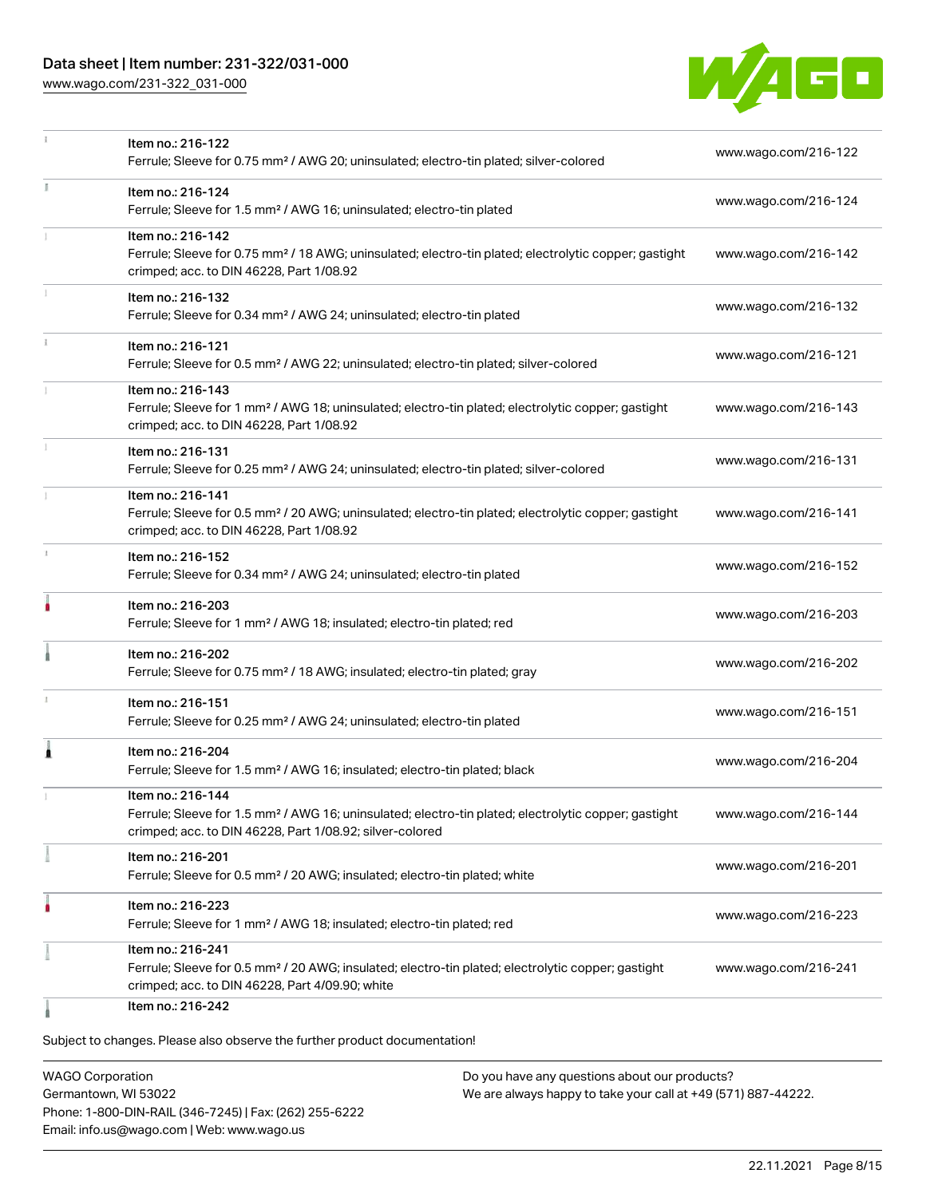| | | |
|---|---|---|
| | Item no.: 216-122<br>Ferrule; Sleeve for 0.75 mm² / AWG 20; uninsulated; electro-tin plated; silver-colored | www.wago.com/216-122 |
| | Item no.: 216-124<br>Ferrule; Sleeve for 1.5 mm² / AWG 16; uninsulated; electro-tin plated | www.wago.com/216-124 |
| | Item no.: 216-142<br>Ferrule; Sleeve for 0.75 mm² / 18 AWG; uninsulated; electro-tin plated; electrolytic copper; gastight crimped; acc. to DIN 46228, Part 1/08.92 | www.wago.com/216-142 |
| | Item no.: 216-132<br>Ferrule; Sleeve for 0.34 mm² / AWG 24; uninsulated; electro-tin plated | www.wago.com/216-132 |
| | Item no.: 216-121<br>Ferrule; Sleeve for 0.5 mm² / AWG 22; uninsulated; electro-tin plated; silver-colored | www.wago.com/216-121 |
| | Item no.: 216-143<br>Ferrule; Sleeve for 1 mm² / AWG 18; uninsulated; electro-tin plated; electrolytic copper; gastight crimped; acc. to DIN 46228, Part 1/08.92 | www.wago.com/216-143 |
| | Item no.: 216-131<br>Ferrule; Sleeve for 0.25 mm² / AWG 24; uninsulated; electro-tin plated; silver-colored | www.wago.com/216-131 |
| | Item no.: 216-141<br>Ferrule; Sleeve for 0.5 mm² / 20 AWG; uninsulated; electro-tin plated; electrolytic copper; gastight crimped; acc. to DIN 46228, Part 1/08.92 | www.wago.com/216-141 |
| | Item no.: 216-152<br>Ferrule; Sleeve for 0.34 mm² / AWG 24; uninsulated; electro-tin plated | www.wago.com/216-152 |
| | Item no.: 216-203<br>Ferrule; Sleeve for 1 mm² / AWG 18; insulated; electro-tin plated; red | www.wago.com/216-203 |
| | Item no.: 216-202<br>Ferrule; Sleeve for 0.75 mm² / 18 AWG; insulated; electro-tin plated; gray | www.wago.com/216-202 |
| | Item no.: 216-151<br>Ferrule; Sleeve for 0.25 mm² / AWG 24; uninsulated; electro-tin plated | www.wago.com/216-151 |
| | Item no.: 216-204<br>Ferrule; Sleeve for 1.5 mm² / AWG 16; insulated; electro-tin plated; black | www.wago.com/216-204 |
| | Item no.: 216-144<br>Ferrule; Sleeve for 1.5 mm² / AWG 16; uninsulated; electro-tin plated; electrolytic copper; gastight crimped; acc. to DIN 46228, Part 1/08.92; silver-colored | www.wago.com/216-144 |
| | Item no.: 216-201<br>Ferrule; Sleeve for 0.5 mm² / 20 AWG; insulated; electro-tin plated; white | www.wago.com/216-201 |
| | Item no.: 216-223<br>Ferrule; Sleeve for 1 mm² / AWG 18; insulated; electro-tin plated; red | www.wago.com/216-223 |
| | Item no.: 216-241<br>Ferrule; Sleeve for 0.5 mm² / 20 AWG; insulated; electro-tin plated; electrolytic copper; gastight crimped; acc. to DIN 46228, Part 4/09.90; white | www.wago.com/216-241 |
| | Item no.: 216-242 | |

Subject to changes. Please also observe the further product documentation!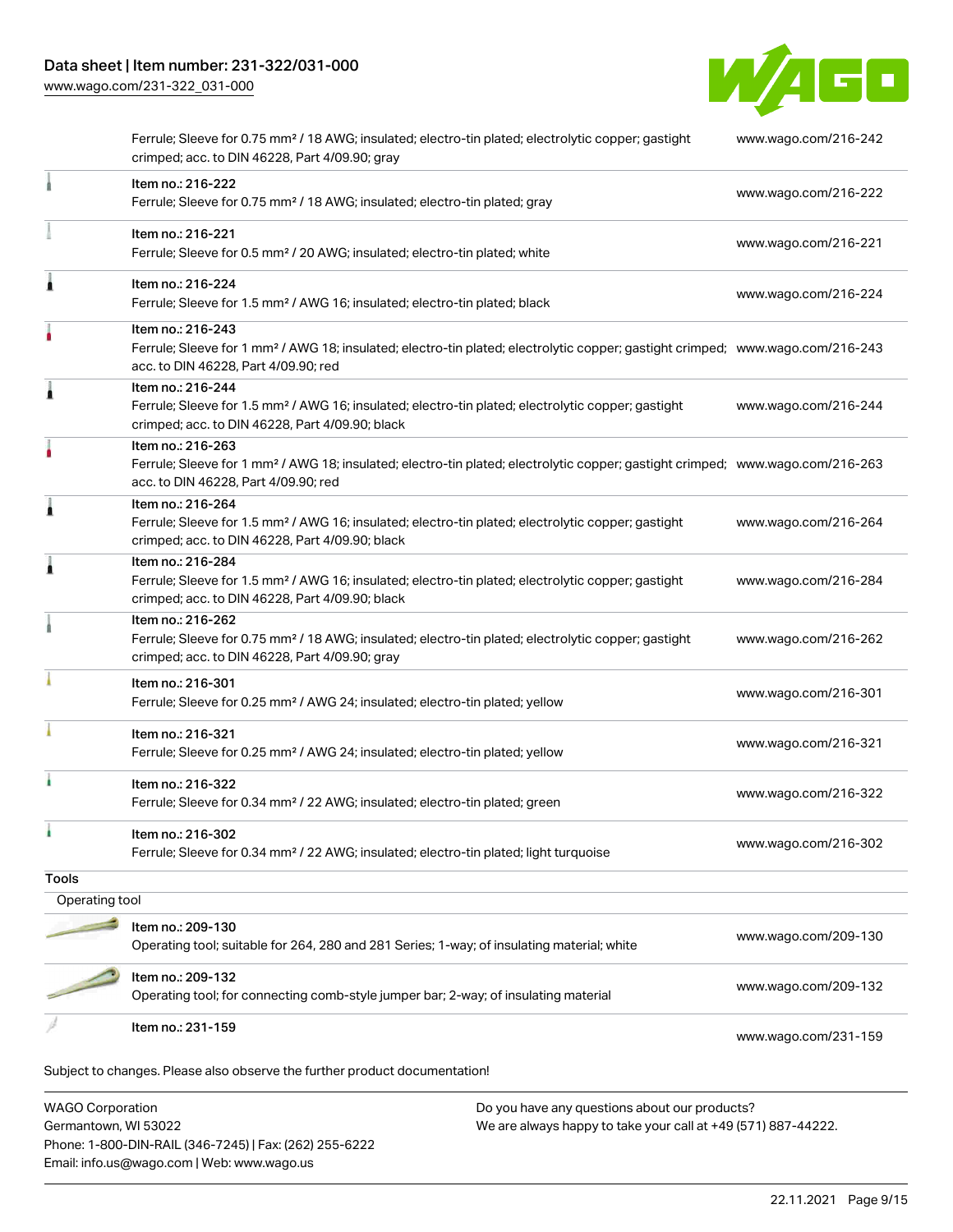| | | |
|---|---|---|
| | Ferrule; Sleeve for 0.75 mm² / 18 AWG; insulated; electro-tin plated; electrolytic copper; gastight crimped; acc. to DIN 46228, Part 4/09.90; gray | www.wago.com/216-242 |
| | Item no.: 216-222<br>Ferrule; Sleeve for 0.75 mm² / 18 AWG; insulated; electro-tin plated; gray | www.wago.com/216-222 |
| | Item no.: 216-221<br>Ferrule; Sleeve for 0.5 mm² / 20 AWG; insulated; electro-tin plated; white | www.wago.com/216-221 |
| | Item no.: 216-224<br>Ferrule; Sleeve for 1.5 mm² / AWG 16; insulated; electro-tin plated; black | www.wago.com/216-224 |
| | Item no.: 216-243<br>Ferrule; Sleeve for 1 mm² / AWG 18; insulated; electro-tin plated; electrolytic copper; gastight crimped; acc. to DIN 46228, Part 4/09.90; red | www.wago.com/216-243 |
| | Item no.: 216-244<br>Ferrule; Sleeve for 1.5 mm² / AWG 16; insulated; electro-tin plated; electrolytic copper; gastight crimped; acc. to DIN 46228, Part 4/09.90; black | www.wago.com/216-244 |
| | Item no.: 216-263<br>Ferrule; Sleeve for 1 mm² / AWG 18; insulated; electro-tin plated; electrolytic copper; gastight crimped; acc. to DIN 46228, Part 4/09.90; red | www.wago.com/216-263 |
| | Item no.: 216-264<br>Ferrule; Sleeve for 1.5 mm² / AWG 16; insulated; electro-tin plated; electrolytic copper; gastight crimped; acc. to DIN 46228, Part 4/09.90; black | www.wago.com/216-264 |
| | Item no.: 216-284<br>Ferrule; Sleeve for 1.5 mm² / AWG 16; insulated; electro-tin plated; electrolytic copper; gastight crimped; acc. to DIN 46228, Part 4/09.90; black | www.wago.com/216-284 |
| | Item no.: 216-262<br>Ferrule; Sleeve for 0.75 mm² / 18 AWG; insulated; electro-tin plated; electrolytic copper; gastight crimped; acc. to DIN 46228, Part 4/09.90; gray | www.wago.com/216-262 |
| | Item no.: 216-301<br>Ferrule; Sleeve for 0.25 mm² / AWG 24; insulated; electro-tin plated; yellow | www.wago.com/216-301 |
| | Item no.: 216-321<br>Ferrule; Sleeve for 0.25 mm² / AWG 24; insulated; electro-tin plated; yellow | www.wago.com/216-321 |
| | Item no.: 216-322<br>Ferrule; Sleeve for 0.34 mm² / 22 AWG; insulated; electro-tin plated; green | www.wago.com/216-322 |
| | Item no.: 216-302<br>Ferrule; Sleeve for 0.34 mm² / 22 AWG; insulated; electro-tin plated; light turquoise | www.wago.com/216-302 |
| **Tools** | | |
| Operating tool | | |
| | Item no.: 209-130<br>Operating tool; suitable for 264, 280 and 281 Series; 1-way; of insulating material; white | www.wago.com/209-130 |
| | Item no.: 209-132<br>Operating tool; for connecting comb-style jumper bar; 2-way; of insulating material | www.wago.com/209-132 |
| | Item no.: 231-159 | www.wago.com/231-159 |

Subject to changes. Please also observe the further product documentation!

WAGO Corporation
Germantown, WI 53022
Phone: 1-800-DIN-RAIL (346-7245) | Fax: (262) 255-6222
Email: info.us@wago.com | Web: www.wago.us

Do you have any questions about our products?
We are always happy to take your call at +49 (571) 887-44222.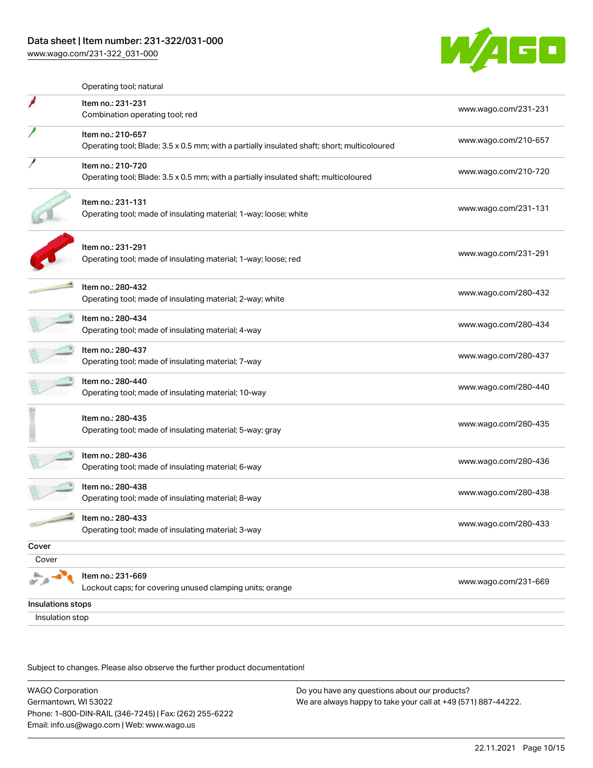Operating tool; natural

| Item | URL |
| --- | --- |
| Item no.: 231-231<br>Combination operating tool; red | www.wago.com/231-231 |
| Item no.: 210-657<br>Operating tool; Blade: 3.5 x 0.5 mm; with a partially insulated shaft; short; multicoloured | www.wago.com/210-657 |
| Item no.: 210-720<br>Operating tool; Blade: 3.5 x 0.5 mm; with a partially insulated shaft; multicoloured | www.wago.com/210-720 |
| Item no.: 231-131<br>Operating tool; made of insulating material; 1-way; loose; white | www.wago.com/231-131 |
| Item no.: 231-291<br>Operating tool; made of insulating material; 1-way; loose; red | www.wago.com/231-291 |
| Item no.: 280-432<br>Operating tool; made of insulating material; 2-way; white | www.wago.com/280-432 |
| Item no.: 280-434<br>Operating tool; made of insulating material; 4-way | www.wago.com/280-434 |
| Item no.: 280-437<br>Operating tool; made of insulating material; 7-way | www.wago.com/280-437 |
| Item no.: 280-440<br>Operating tool; made of insulating material; 10-way | www.wago.com/280-440 |
| Item no.: 280-435<br>Operating tool; made of insulating material; 5-way; gray | www.wago.com/280-435 |
| Item no.: 280-436<br>Operating tool; made of insulating material; 6-way | www.wago.com/280-436 |
| Item no.: 280-438<br>Operating tool; made of insulating material; 8-way | www.wago.com/280-438 |
| Item no.: 280-433<br>Operating tool; made of insulating material; 3-way | www.wago.com/280-433 |

## Cover

Cover

| Item | URL |
| --- | --- |
| Item no.: 231-669<br>Lockout caps; for covering unused clamping units; orange | www.wago.com/231-669 |

## Insulations stops

Insulation stop

Subject to changes. Please also observe the further product documentation!

WAGO Corporation
Germantown, WI 53022
Phone: 1-800-DIN-RAIL (346-7245) | Fax: (262) 255-6222
Email: info.us@wago.com | Web: www.wago.us

Do you have any questions about our products?
We are always happy to take your call at +49 (571) 887-44222.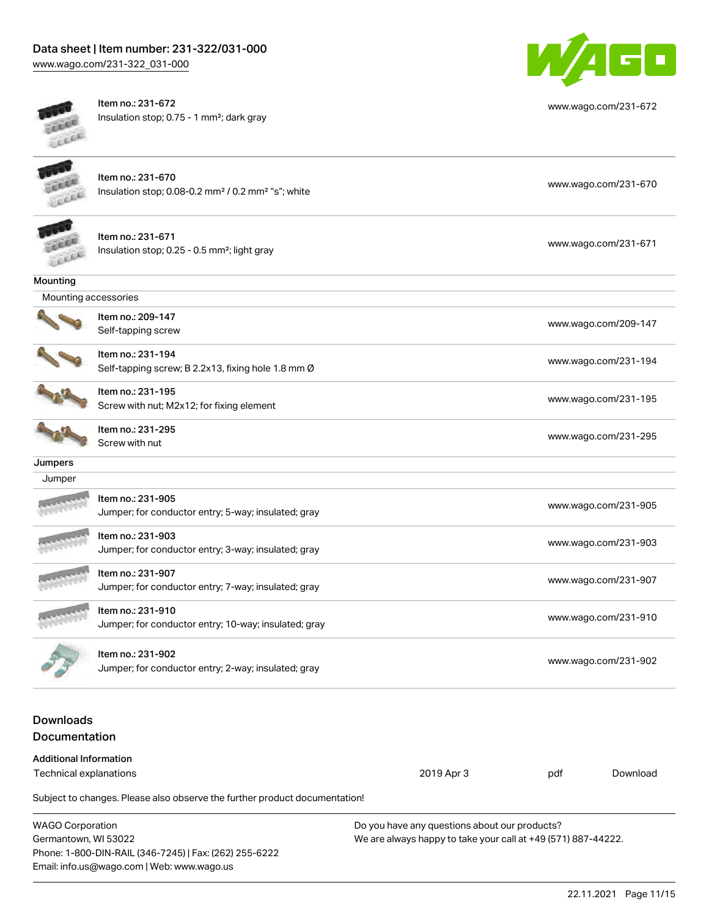| | |
|---|---|
| Item no.: 231-672<br>Insulation stop; 0.75 - 1 mm²; dark gray | www.wago.com/231-672 |
| Item no.: 231-670<br>Insulation stop; 0.08-0.2 mm² / 0.2 mm² "s"; white | www.wago.com/231-670 |
| Item no.: 231-671<br>Insulation stop; 0.25 - 0.5 mm²; light gray | www.wago.com/231-671 |

**Mounting**

Mounting accessories

| | |
|---|---|
| Item no.: 209-147<br>Self-tapping screw | www.wago.com/209-147 |
| Item no.: 231-194<br>Self-tapping screw; B 2.2x13, fixing hole 1.8 mm Ø | www.wago.com/231-194 |
| Item no.: 231-195<br>Screw with nut; M2x12; for fixing element | www.wago.com/231-195 |
| Item no.: 231-295<br>Screw with nut | www.wago.com/231-295 |

**Jumpers**

Jumper

| | |
|---|---|
| Item no.: 231-905<br>Jumper; for conductor entry; 5-way; insulated; gray | www.wago.com/231-905 |
| Item no.: 231-903<br>Jumper; for conductor entry; 3-way; insulated; gray | www.wago.com/231-903 |
| Item no.: 231-907<br>Jumper; for conductor entry; 7-way; insulated; gray | www.wago.com/231-907 |
| Item no.: 231-910<br>Jumper; for conductor entry; 10-way; insulated; gray | www.wago.com/231-910 |
| Item no.: 231-902<br>Jumper; for conductor entry; 2-way; insulated; gray | www.wago.com/231-902 |

## Downloads

### Documentation

**Additional Information**

| | | | |
|---|---|---|---|
| Technical explanations | 2019 Apr 3 | pdf | Download |

Subject to changes. Please also observe the further product documentation!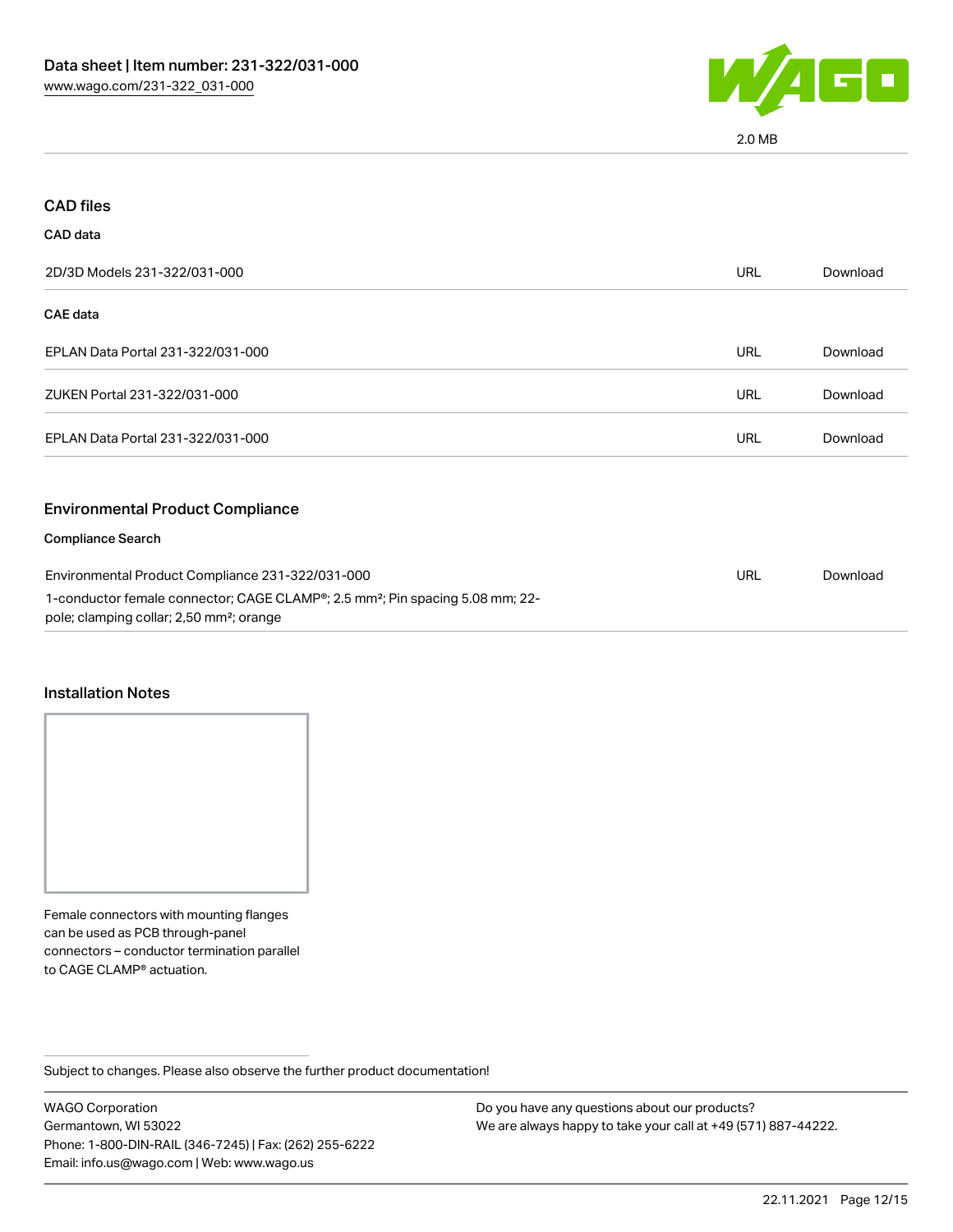2.0 MB

## CAD files

### CAD data

| | | |
|---|---|---|
| 2D/3D Models 231-322/031-000 | URL | Download |

### CAE data

| | | |
|---|---|---|
| EPLAN Data Portal 231-322/031-000 | URL | Download |
| ZUKEN Portal 231-322/031-000 | URL | Download |
| EPLAN Data Portal 231-322/031-000 | URL | Download |

## Environmental Product Compliance

### Compliance Search

| | | |
|---|---|---|
| Environmental Product Compliance 231-322/031-000<br>1-conductor female connector; CAGE CLAMP®; 2.5 mm²; Pin spacing 5.08 mm; 22-pole; clamping collar; 2,50 mm²; orange | URL | Download |

## Installation Notes

Female connectors with mounting flanges can be used as PCB through-panel connectors – conductor termination parallel to CAGE CLAMP® actuation.

Subject to changes. Please also observe the further product documentation!

WAGO Corporation
Germantown, WI 53022
Phone: 1-800-DIN-RAIL (346-7245) | Fax: (262) 255-6222
Email: info.us@wago.com | Web: www.wago.us

Do you have any questions about our products?
We are always happy to take your call at +49 (571) 887-44222.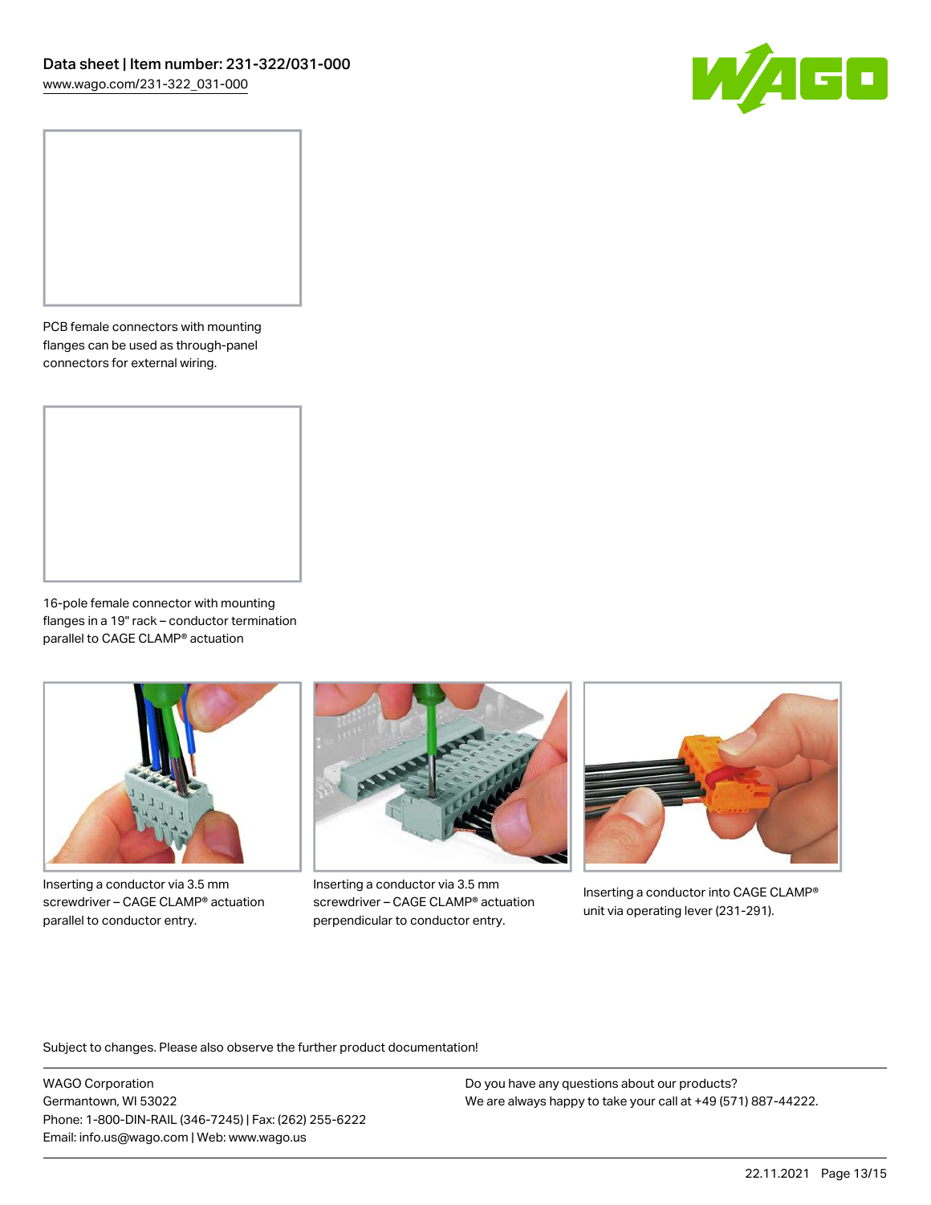PCB female connectors with mounting flanges can be used as through-panel connectors for external wiring.

16-pole female connector with mounting flanges in a 19" rack – conductor termination parallel to CAGE CLAMP® actuation

Inserting a conductor via 3.5 mm screwdriver – CAGE CLAMP® actuation parallel to conductor entry.

Inserting a conductor via 3.5 mm screwdriver – CAGE CLAMP® actuation perpendicular to conductor entry.

Inserting a conductor into CAGE CLAMP® unit via operating lever (231-291).

Subject to changes. Please also observe the further product documentation!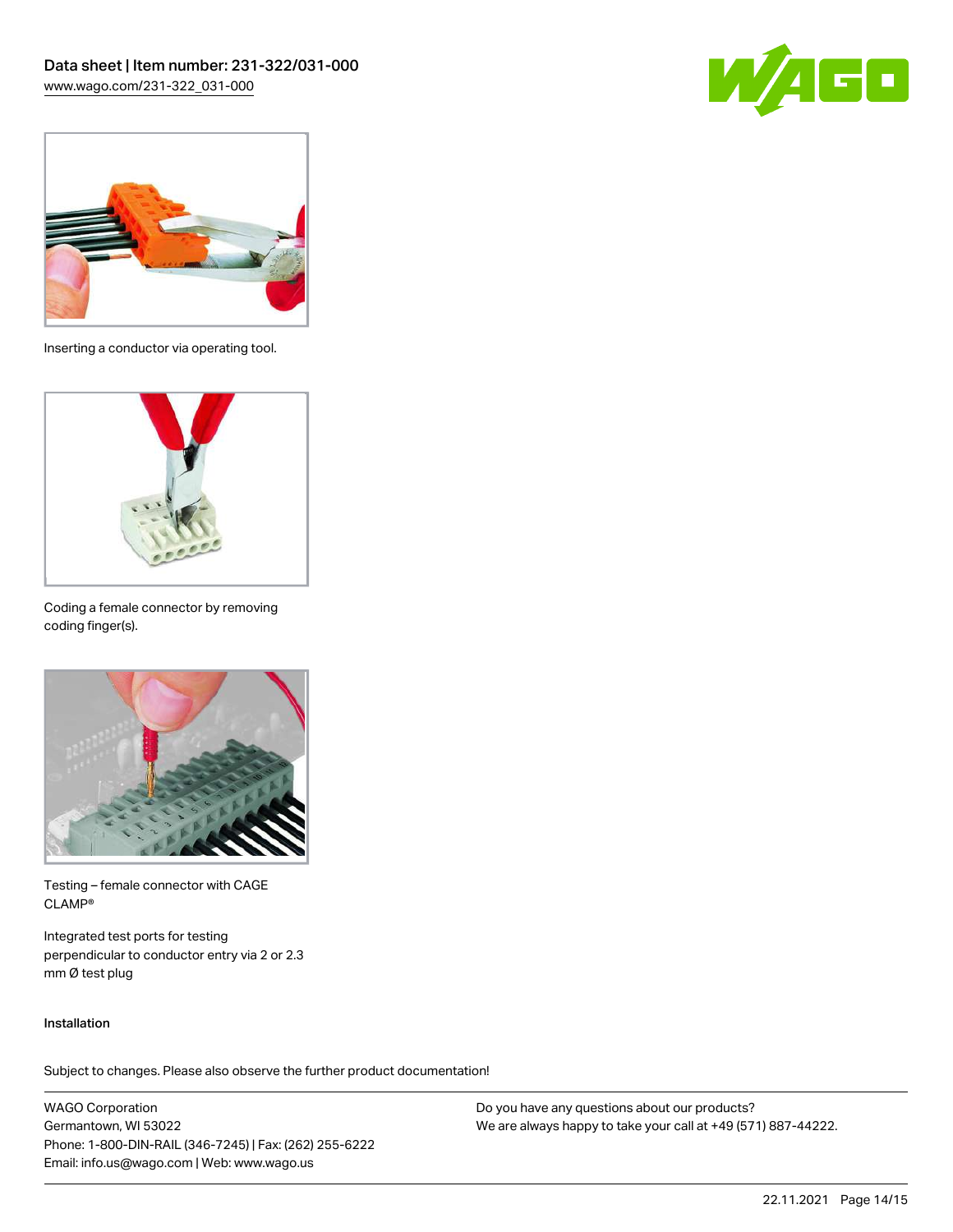Inserting a conductor via operating tool.

Coding a female connector by removing coding finger(s).

Testing – female connector with CAGE CLAMP®

Integrated test ports for testing perpendicular to conductor entry via 2 or 2.3 mm Ø test plug

## Installation

Subject to changes. Please also observe the further product documentation!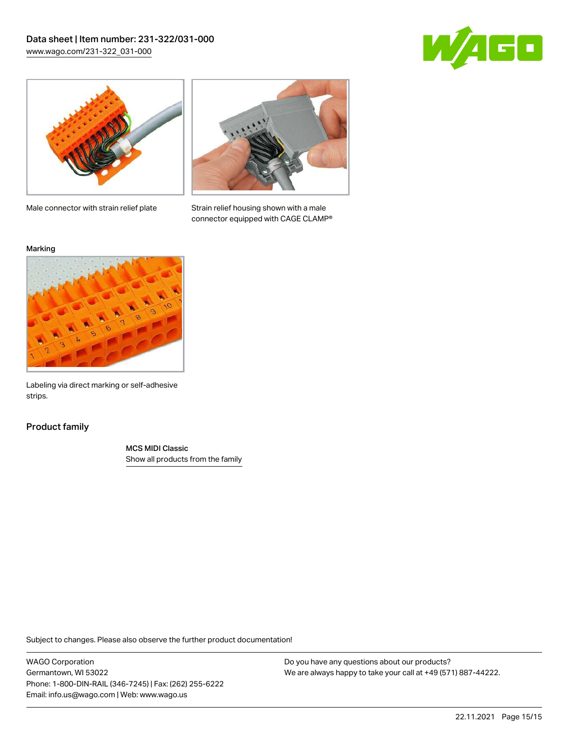Male connector with strain relief plate

Strain relief housing shown with a male connector equipped with CAGE CLAMP®

Marking

Labeling via direct marking or self-adhesive strips.

## Product family

MCS MIDI Classic
Show all products from the family

Subject to changes. Please also observe the further product documentation!

WAGO Corporation
Germantown, WI 53022
Phone: 1-800-DIN-RAIL (346-7245) | Fax: (262) 255-6222
Email: info.us@wago.com | Web: www.wago.us

Do you have any questions about our products?
We are always happy to take your call at +49 (571) 887-44222.